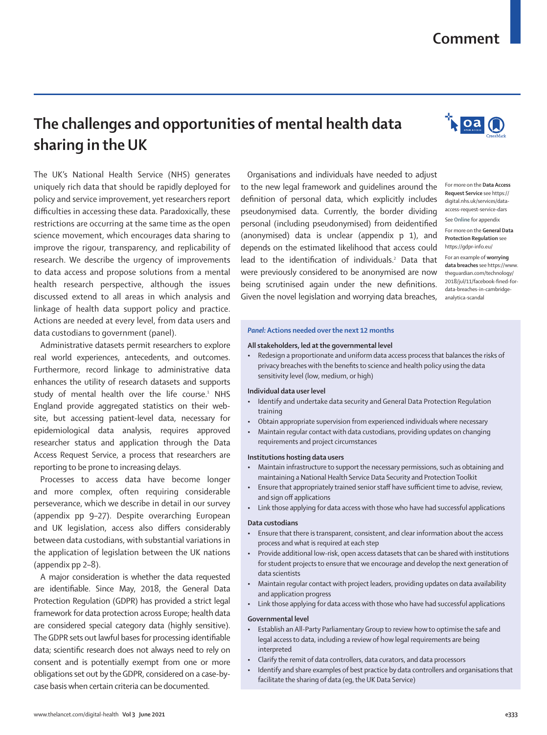# The challenges and opportunities of mental health data sharing in the UK

The UK's National Health Service (NHS) generates uniquely rich data that should be rapidly deployed for policy and service improvement, yet researchers report difficulties in accessing these data. Paradoxically, these restrictions are occurring at the same time as the open science movement, which encourages data sharing to improve the rigour, transparency, and replicability of research. We describe the urgency of improvements to data access and propose solutions from a mental health research perspective, although the issues discussed extend to all areas in which analysis and linkage of health data support policy and practice. Actions are needed at every level, from data users and data custodians to government (panel).

Administrative datasets permit researchers to explore real world experiences, antecedents, and outcomes. Furthermore, record linkage to administrative data enhances the utility of research datasets and supports study of mental health over the life course.[1] NHS England provide aggregated statistics on their website, but accessing patient-level data, necessary for epidemiological data analysis, requires approved researcher status and application through the Data Access Request Service, a process that researchers are reporting to be prone to increasing delays.

Processes to access data have become longer and more complex, often requiring considerable perseverance, which we describe in detail in our survey (appendix pp 9–27). Despite overarching European and UK legislation, access also differs considerably between data custodians, with substantial variations in the application of legislation between the UK nations (appendix pp 2–8).

A major consideration is whether the data requested are identifiable. Since May, 2018, the General Data Protection Regulation (GDPR) has provided a strict legal framework for data protection across Europe; health data are considered special category data (highly sensitive). The GDPR sets out lawful bases for processing identifiable data; scientific research does not always need to rely on consent and is potentially exempt from one or more obligations set out by the GDPR, considered on a case-by-case basis when certain criteria can be documented.

Organisations and individuals have needed to adjust to the new legal framework and guidelines around the definition of personal data, which explicitly includes pseudonymised data. Currently, the border dividing personal (including pseudonymised) from deidentified (anonymised) data is unclear (appendix p 1), and depends on the estimated likelihood that access could lead to the identification of individuals.[2] Data that were previously considered to be anonymised are now being scrutinised again under the new definitions. Given the novel legislation and worrying data breaches,

For more on the **Data Access Request Service** see https://digital.nhs.uk/services/data-access-request-service-dars

See **Online** for appendix

For more on the **General Data Protection Regulation** see https://gdpr-info.eu/

For an example of **worrying data breaches** see https://www.theguardian.com/technology/2018/jul/11/facebook-fined-for-data-breaches-in-cambridge-analytica-scandal

**Panel: Actions needed over the next 12 months**

**All stakeholders, led at the governmental level**
- Redesign a proportionate and uniform data access process that balances the risks of privacy breaches with the benefits to science and health policy using the data sensitivity level (low, medium, or high)

**Individual data user level**
- Identify and undertake data security and General Data Protection Regulation training
- Obtain appropriate supervision from experienced individuals where necessary
- Maintain regular contact with data custodians, providing updates on changing requirements and project circumstances

**Institutions hosting data users**
- Maintain infrastructure to support the necessary permissions, such as obtaining and maintaining a National Health Service Data Security and Protection Toolkit
- Ensure that appropriately trained senior staff have sufficient time to advise, review, and sign off applications
- Link those applying for data access with those who have had successful applications

**Data custodians**
- Ensure that there is transparent, consistent, and clear information about the access process and what is required at each step
- Provide additional low-risk, open access datasets that can be shared with institutions for student projects to ensure that we encourage and develop the next generation of data scientists
- Maintain regular contact with project leaders, providing updates on data availability and application progress
- Link those applying for data access with those who have had successful applications

**Governmental level**
- Establish an All-Party Parliamentary Group to review how to optimise the safe and legal access to data, including a review of how legal requirements are being interpreted
- Clarify the remit of data controllers, data curators, and data processors
- Identify and share examples of best practice by data controllers and organisations that facilitate the sharing of data (eg, the UK Data Service)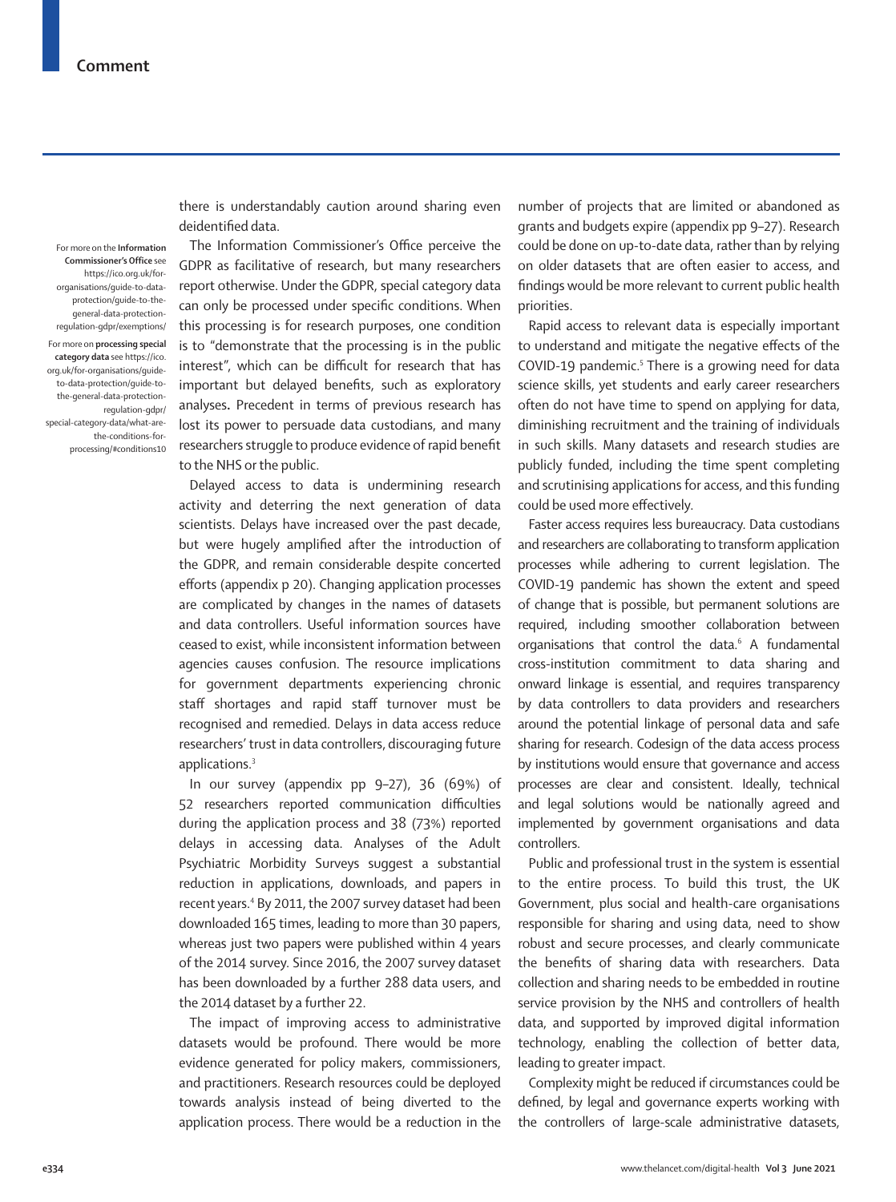there is understandably caution around sharing even deidentified data.

For more on the **Information Commissioner's Office** see https://ico.org.uk/for-organisations/guide-to-data-protection/guide-to-the-general-data-protection-regulation-gdpr/exemptions/

For more on **processing special category data** see https://ico.org.uk/for-organisations/guide-to-data-protection/guide-to-the-general-data-protection-regulation-gdpr/special-category-data/what-are-the-conditions-for-processing/#conditions10

The Information Commissioner's Office perceive the GDPR as facilitative of research, but many researchers report otherwise. Under the GDPR, special category data can only be processed under specific conditions. When this processing is for research purposes, one condition is to "demonstrate that the processing is in the public interest", which can be difficult for research that has important but delayed benefits, such as exploratory analyses. Precedent in terms of previous research has lost its power to persuade data custodians, and many researchers struggle to produce evidence of rapid benefit to the NHS or the public.

Delayed access to data is undermining research activity and deterring the next generation of data scientists. Delays have increased over the past decade, but were hugely amplified after the introduction of the GDPR, and remain considerable despite concerted efforts (appendix p 20). Changing application processes are complicated by changes in the names of datasets and data controllers. Useful information sources have ceased to exist, while inconsistent information between agencies causes confusion. The resource implications for government departments experiencing chronic staff shortages and rapid staff turnover must be recognised and remedied. Delays in data access reduce researchers' trust in data controllers, discouraging future applications.[3]

In our survey (appendix pp 9–27), 36 (69%) of 52 researchers reported communication difficulties during the application process and 38 (73%) reported delays in accessing data. Analyses of the Adult Psychiatric Morbidity Surveys suggest a substantial reduction in applications, downloads, and papers in recent years.[4] By 2011, the 2007 survey dataset had been downloaded 165 times, leading to more than 30 papers, whereas just two papers were published within 4 years of the 2014 survey. Since 2016, the 2007 survey dataset has been downloaded by a further 288 data users, and the 2014 dataset by a further 22.

The impact of improving access to administrative datasets would be profound. There would be more evidence generated for policy makers, commissioners, and practitioners. Research resources could be deployed towards analysis instead of being diverted to the application process. There would be a reduction in the number of projects that are limited or abandoned as grants and budgets expire (appendix pp 9–27). Research could be done on up-to-date data, rather than by relying on older datasets that are often easier to access, and findings would be more relevant to current public health priorities.

Rapid access to relevant data is especially important to understand and mitigate the negative effects of the COVID-19 pandemic.[5] There is a growing need for data science skills, yet students and early career researchers often do not have time to spend on applying for data, diminishing recruitment and the training of individuals in such skills. Many datasets and research studies are publicly funded, including the time spent completing and scrutinising applications for access, and this funding could be used more effectively.

Faster access requires less bureaucracy. Data custodians and researchers are collaborating to transform application processes while adhering to current legislation. The COVID-19 pandemic has shown the extent and speed of change that is possible, but permanent solutions are required, including smoother collaboration between organisations that control the data.[6] A fundamental cross-institution commitment to data sharing and onward linkage is essential, and requires transparency by data controllers to data providers and researchers around the potential linkage of personal data and safe sharing for research. Codesign of the data access process by institutions would ensure that governance and access processes are clear and consistent. Ideally, technical and legal solutions would be nationally agreed and implemented by government organisations and data controllers.

Public and professional trust in the system is essential to the entire process. To build this trust, the UK Government, plus social and health-care organisations responsible for sharing and using data, need to show robust and secure processes, and clearly communicate the benefits of sharing data with researchers. Data collection and sharing needs to be embedded in routine service provision by the NHS and controllers of health data, and supported by improved digital information technology, enabling the collection of better data, leading to greater impact.

Complexity might be reduced if circumstances could be defined, by legal and governance experts working with the controllers of large-scale administrative datasets,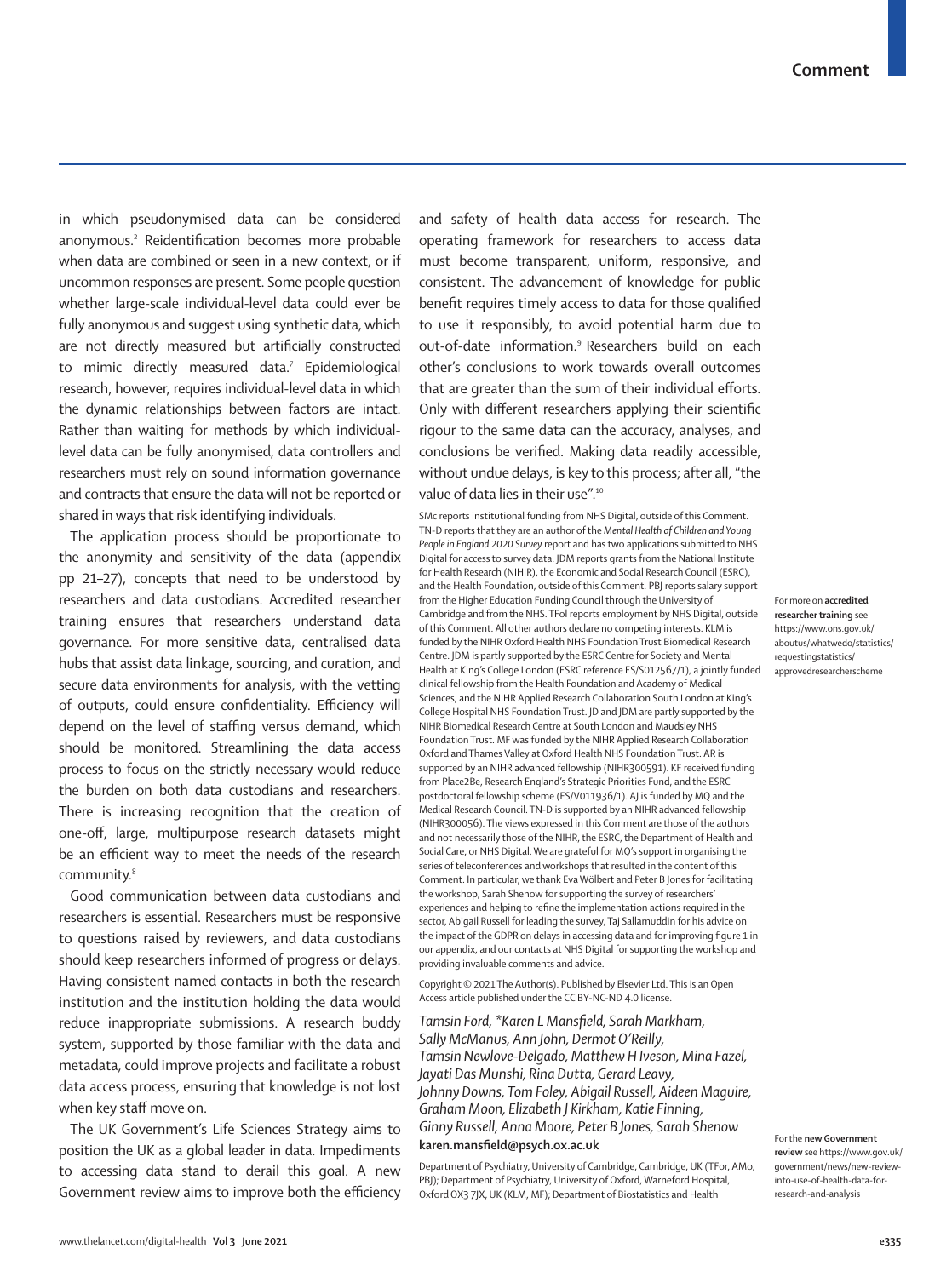in which pseudonymised data can be considered anonymous.[2] Reidentification becomes more probable when data are combined or seen in a new context, or if uncommon responses are present. Some people question whether large-scale individual-level data could ever be fully anonymous and suggest using synthetic data, which are not directly measured but artificially constructed to mimic directly measured data.[7] Epidemiological research, however, requires individual-level data in which the dynamic relationships between factors are intact. Rather than waiting for methods by which individual-level data can be fully anonymised, data controllers and researchers must rely on sound information governance and contracts that ensure the data will not be reported or shared in ways that risk identifying individuals.

The application process should be proportionate to the anonymity and sensitivity of the data (appendix pp 21–27), concepts that need to be understood by researchers and data custodians. Accredited researcher training ensures that researchers understand data governance. For more sensitive data, centralised data hubs that assist data linkage, sourcing, and curation, and secure data environments for analysis, with the vetting of outputs, could ensure confidentiality. Efficiency will depend on the level of staffing versus demand, which should be monitored. Streamlining the data access process to focus on the strictly necessary would reduce the burden on both data custodians and researchers. There is increasing recognition that the creation of one-off, large, multipurpose research datasets might be an efficient way to meet the needs of the research community.[8]

Good communication between data custodians and researchers is essential. Researchers must be responsive to questions raised by reviewers, and data custodians should keep researchers informed of progress or delays. Having consistent named contacts in both the research institution and the institution holding the data would reduce inappropriate submissions. A research buddy system, supported by those familiar with the data and metadata, could improve projects and facilitate a robust data access process, ensuring that knowledge is not lost when key staff move on.

The UK Government's Life Sciences Strategy aims to position the UK as a global leader in data. Impediments to accessing data stand to derail this goal. A new Government review aims to improve both the efficiency and safety of health data access for research. The operating framework for researchers to access data must become transparent, uniform, responsive, and consistent. The advancement of knowledge for public benefit requires timely access to data for those qualified to use it responsibly, to avoid potential harm due to out-of-date information.[9] Researchers build on each other's conclusions to work towards overall outcomes that are greater than the sum of their individual efforts. Only with different researchers applying their scientific rigour to the same data can the accuracy, analyses, and conclusions be verified. Making data readily accessible, without undue delays, is key to this process; after all, "the value of data lies in their use".[10]

For more on **accredited researcher training** see https://www.ons.gov.uk/aboutus/whatwedo/statistics/requestingstatistics/approvedresearcherscheme

For the **new Government review** see https://www.gov.uk/government/news/new-review-into-use-of-health-data-for-research-and-analysis

SMc reports institutional funding from NHS Digital, outside of this Comment. TN-D reports that they are an author of the *Mental Health of Children and Young People in England 2020 Survey* report and has two applications submitted to NHS Digital for access to survey data. JDM reports grants from the National Institute for Health Research (NIHIR), the Economic and Social Research Council (ESRC), and the Health Foundation, outside of this Comment. PBJ reports salary support from the Higher Education Funding Council through the University of Cambridge and from the NHS. TFol reports employment by NHS Digital, outside of this Comment. All other authors declare no competing interests. KLM is funded by the NIHR Oxford Health NHS Foundation Trust Biomedical Research Centre. JDM is partly supported by the ESRC Centre for Society and Mental Health at King's College London (ESRC reference ES/S012567/1), a jointly funded clinical fellowship from the Health Foundation and Academy of Medical Sciences, and the NIHR Applied Research Collaboration South London at King's College Hospital NHS Foundation Trust. JD and JDM are partly supported by the NIHR Biomedical Research Centre at South London and Maudsley NHS Foundation Trust. MF was funded by the NIHR Applied Research Collaboration Oxford and Thames Valley at Oxford Health NHS Foundation Trust. AR is supported by an NIHR advanced fellowship (NIHR300591). KF received funding from Place2Be, Research England's Strategic Priorities Fund, and the ESRC postdoctoral fellowship scheme (ES/V011936/1). AJ is funded by MQ and the Medical Research Council. TN-D is supported by an NIHR advanced fellowship (NIHR300056). The views expressed in this Comment are those of the authors and not necessarily those of the NIHR, the ESRC, the Department of Health and Social Care, or NHS Digital. We are grateful for MQ's support in organising the series of teleconferences and workshops that resulted in the content of this Comment. In particular, we thank Eva Wölbert and Peter B Jones for facilitating the workshop, Sarah Shenow for supporting the survey of researchers' experiences and helping to refine the implementation actions required in the sector, Abigail Russell for leading the survey, Taj Sallamuddin for his advice on the impact of the GDPR on delays in accessing data and for improving figure 1 in our appendix, and our contacts at NHS Digital for supporting the workshop and providing invaluable comments and advice.

Copyright © 2021 The Author(s). Published by Elsevier Ltd. This is an Open Access article published under the CC BY-NC-ND 4.0 license.

*Tamsin Ford, \*Karen L Mansfield, Sarah Markham, Sally McManus, Ann John, Dermot O'Reilly, Tamsin Newlove-Delgado, Matthew H Iveson, Mina Fazel, Jayati Das Munshi, Rina Dutta, Gerard Leavy, Johnny Downs, Tom Foley, Abigail Russell, Aideen Maguire, Graham Moon, Elizabeth J Kirkham, Katie Finning, Ginny Russell, Anna Moore, Peter B Jones, Sarah Shenow*
**karen.mansfield@psych.ox.ac.uk**

Department of Psychiatry, University of Cambridge, Cambridge, UK (TFor, AMo, PBJ); Department of Psychiatry, University of Oxford, Warneford Hospital, Oxford OX3 7JX, UK (KLM, MF); Department of Biostatistics and Health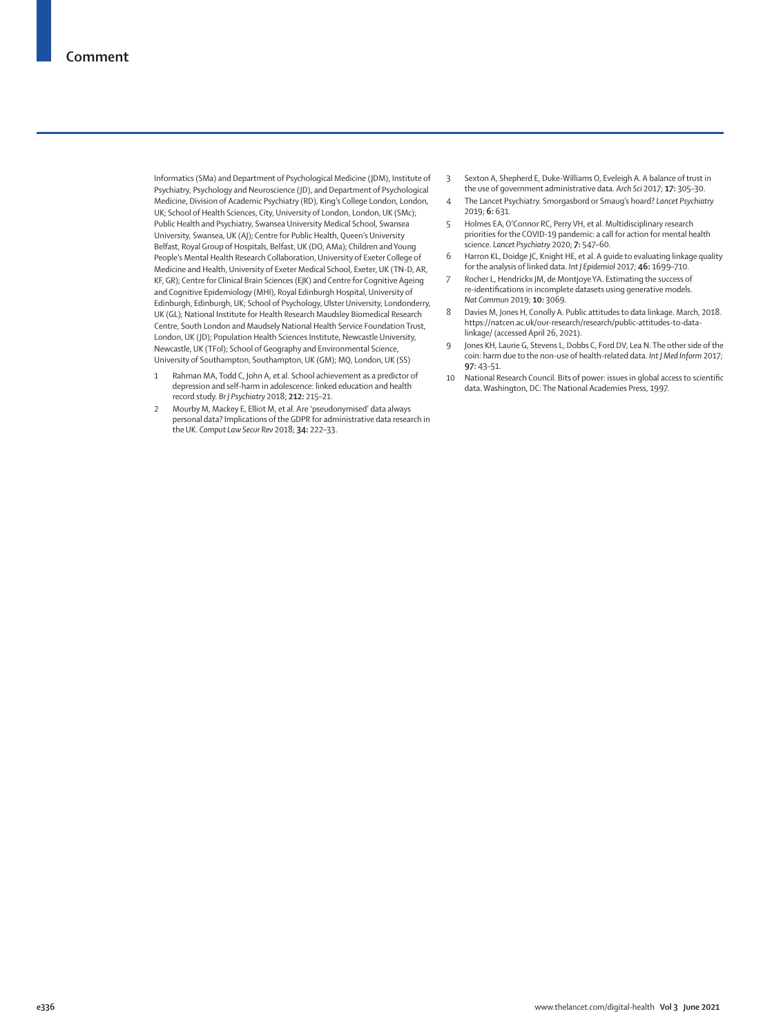Informatics (SMa) and Department of Psychological Medicine (JDM), Institute of Psychiatry, Psychology and Neuroscience (JD), and Department of Psychological Medicine, Division of Academic Psychiatry (RD), King's College London, London, UK; School of Health Sciences, City, University of London, London, UK (SMc); Public Health and Psychiatry, Swansea University Medical School, Swansea University, Swansea, UK (AJ); Centre for Public Health, Queen's University Belfast, Royal Group of Hospitals, Belfast, UK (DO, AMa); Children and Young People's Mental Health Research Collaboration, University of Exeter College of Medicine and Health, University of Exeter Medical School, Exeter, UK (TN-D, AR, KF, GR); Centre for Clinical Brain Sciences (EJK) and Centre for Cognitive Ageing and Cognitive Epidemiology (MHI), Royal Edinburgh Hospital, University of Edinburgh, Edinburgh, UK; School of Psychology, Ulster University, Londonderry, UK (GL); National Institute for Health Research Maudsley Biomedical Research Centre, South London and Maudsely National Health Service Foundation Trust, London, UK (JD); Population Health Sciences Institute, Newcastle University, Newcastle, UK (TFol); School of Geography and Environmental Science, University of Southampton, Southampton, UK (GM); MQ, London, UK (SS)

1. Rahman MA, Todd C, John A, et al. School achievement as a predictor of depression and self-harm in adolescence: linked education and health record study. *Br J Psychiatry* 2018; **212:** 215–21.
2. Mourby M, Mackey E, Elliot M, et al. Are 'pseudonymised' data always personal data? Implications of the GDPR for administrative data research in the UK. *Comput Law Secur Rev* 2018; **34:** 222–33.
3. Sexton A, Shepherd E, Duke-Williams O, Eveleigh A. A balance of trust in the use of government administrative data. *Arch Sci* 2017; **17:** 305–30.
4. The Lancet Psychiatry. Smorgasbord or Smaug's hoard? *Lancet Psychiatry* 2019; **6:** 631.
5. Holmes EA, O'Connor RC, Perry VH, et al. Multidisciplinary research priorities for the COVID-19 pandemic: a call for action for mental health science. *Lancet Psychiatry* 2020; **7:** 547–60.
6. Harron KL, Doidge JC, Knight HE, et al. A guide to evaluating linkage quality for the analysis of linked data. *Int J Epidemiol* 2017; **46:** 1699–710.
7. Rocher L, Hendrickx JM, de Montjoye YA. Estimating the success of re-identifications in incomplete datasets using generative models. *Nat Commun* 2019; **10:** 3069.
8. Davies M, Jones H, Conolly A. Public attitudes to data linkage. March, 2018. https://natcen.ac.uk/our-research/research/public-attitudes-to-data-linkage/ (accessed April 26, 2021).
9. Jones KH, Laurie G, Stevens L, Dobbs C, Ford DV, Lea N. The other side of the coin: harm due to the non-use of health-related data. *Int J Med Inform* 2017; **97:** 43–51.
10. National Research Council. Bits of power: issues in global access to scientific data. Washington, DC: The National Academies Press, 1997.